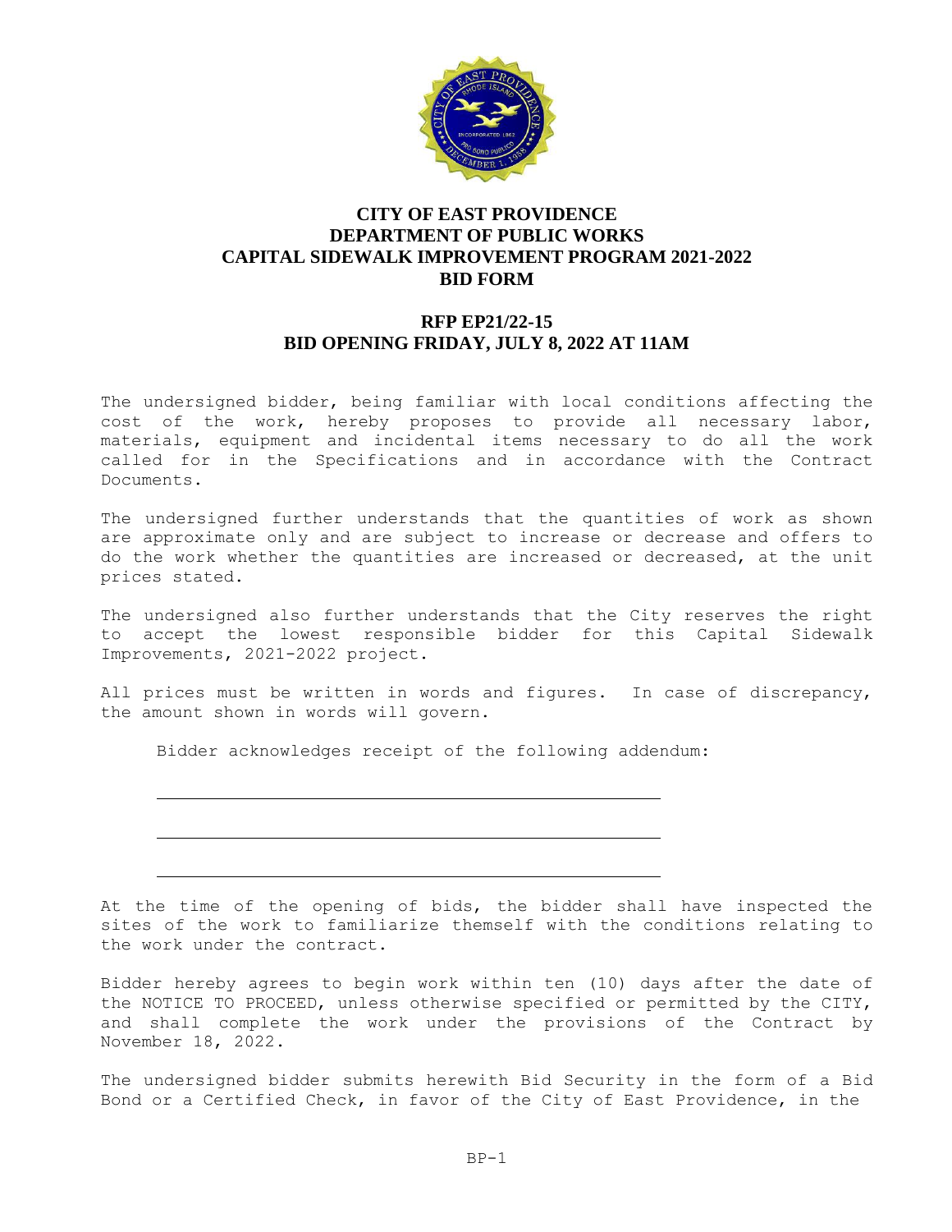# CITY OF EAST PROVIDENCE
# DEPARTMENT OF PUBLIC WORKS
# CAPITAL SIDEWALK IMPROVEMENT PROGRAM 2021-2022
# BID FORM

## RFP EP21/22-15
## BID OPENING FRIDAY, JULY 8, 2022 AT 11AM

The undersigned bidder, being familiar with local conditions affecting the cost of the work, hereby proposes to provide all necessary labor, materials, equipment and incidental items necessary to do all the work called for in the Specifications and in accordance with the Contract Documents.

The undersigned further understands that the quantities of work as shown are approximate only and are subject to increase or decrease and offers to do the work whether the quantities are increased or decreased, at the unit prices stated.

The undersigned also further understands that the City reserves the right to accept the lowest responsible bidder for this Capital Sidewalk Improvements, 2021-2022 project.

All prices must be written in words and figures. In case of discrepancy, the amount shown in words will govern.

Bidder acknowledges receipt of the following addendum:

\_\_\_\_\_\_\_\_\_\_\_\_\_\_\_\_\_\_\_\_\_\_\_\_\_\_\_\_\_\_\_\_\_\_\_\_\_\_\_\_\_\_\_\_\_\_\_\_

\_\_\_\_\_\_\_\_\_\_\_\_\_\_\_\_\_\_\_\_\_\_\_\_\_\_\_\_\_\_\_\_\_\_\_\_\_\_\_\_\_\_\_\_\_\_\_\_

\_\_\_\_\_\_\_\_\_\_\_\_\_\_\_\_\_\_\_\_\_\_\_\_\_\_\_\_\_\_\_\_\_\_\_\_\_\_\_\_\_\_\_\_\_\_\_\_

At the time of the opening of bids, the bidder shall have inspected the sites of the work to familiarize themself with the conditions relating to the work under the contract.

Bidder hereby agrees to begin work within ten (10) days after the date of the NOTICE TO PROCEED, unless otherwise specified or permitted by the CITY, and shall complete the work under the provisions of the Contract by November 18, 2022.

The undersigned bidder submits herewith Bid Security in the form of a Bid Bond or a Certified Check, in favor of the City of East Providence, in the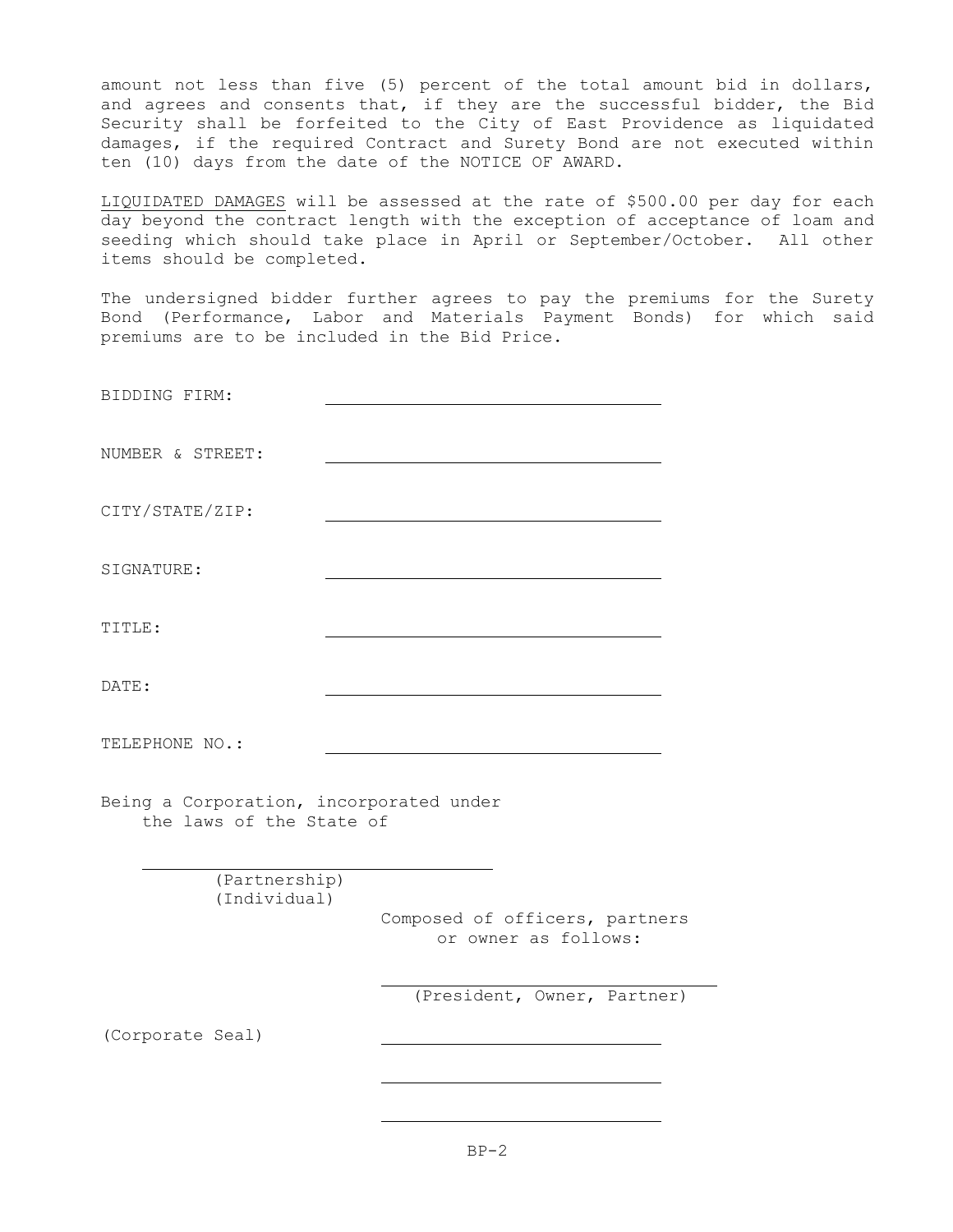amount not less than five (5) percent of the total amount bid in dollars, and agrees and consents that, if they are the successful bidder, the Bid Security shall be forfeited to the City of East Providence as liquidated damages, if the required Contract and Surety Bond are not executed within ten (10) days from the date of the NOTICE OF AWARD.

<u>LIQUIDATED DAMAGES</u> will be assessed at the rate of $500.00 per day for each day beyond the contract length with the exception of acceptance of loam and seeding which should take place in April or September/October. All other items should be completed.

The undersigned bidder further agrees to pay the premiums for the Surety Bond (Performance, Labor and Materials Payment Bonds) for which said premiums are to be included in the Bid Price.

BIDDING FIRM: ______________________________

NUMBER & STREET: ______________________________

CITY/STATE/ZIP: ______________________________

SIGNATURE: ______________________________

TITLE: ______________________________

DATE: ______________________________

TELEPHONE NO.: ______________________________

Being a Corporation, incorporated under the laws of the State of

______________________________
(Partnership)
(Individual)

Composed of officers, partners or owner as follows:

______________________________
(President, Owner, Partner)

(Corporate Seal) ______________________________

______________________________

______________________________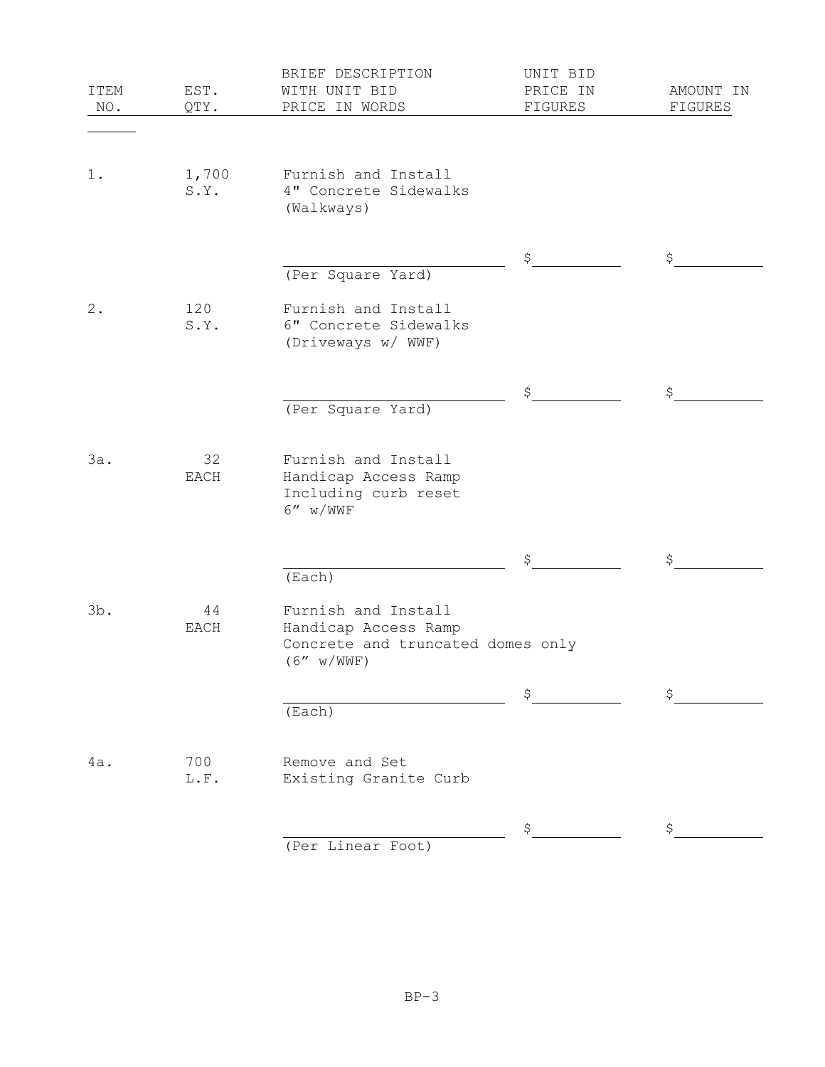| ITEM NO. | EST. QTY. | BRIEF DESCRIPTION WITH UNIT BID PRICE IN WORDS | UNIT BID PRICE IN FIGURES | AMOUNT IN FIGURES |
|---|---|---|---|---|
| 1. | 1,700 S.Y. | Furnish and Install 4" Concrete Sidewalks (Walkways) | | |
| | | ______________________ (Per Square Yard) | $__________ | $__________ |
| 2. | 120 S.Y. | Furnish and Install 6" Concrete Sidewalks (Driveways w/ WWF) | | |
| | | ______________________ (Per Square Yard) | $__________ | $__________ |
| 3a. | 32 EACH | Furnish and Install Handicap Access Ramp Including curb reset 6" w/WWF | | |
| | | ______________________ (Each) | $__________ | $__________ |
| 3b. | 44 EACH | Furnish and Install Handicap Access Ramp Concrete and truncated domes only (6" w/WWF) | | |
| | | ______________________ (Each) | $__________ | $__________ |
| 4a. | 700 L.F. | Remove and Set Existing Granite Curb | | |
| | | ______________________ (Per Linear Foot) | $__________ | $__________ |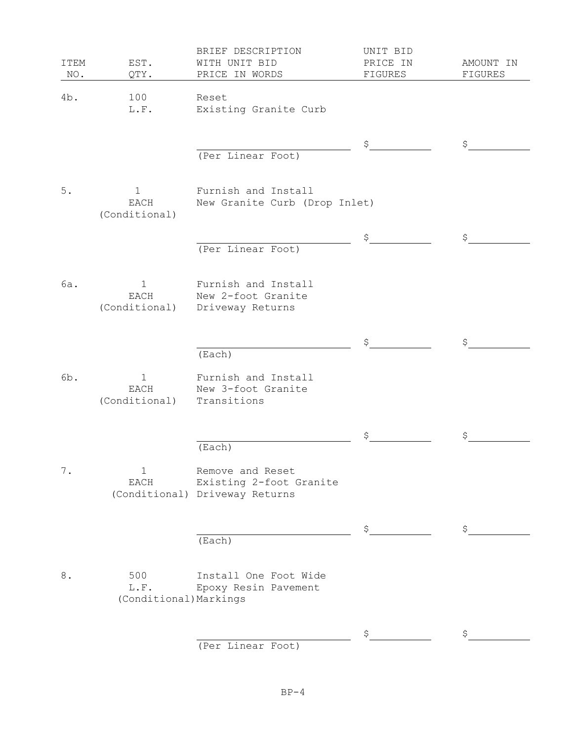| ITEM NO. | EST. QTY. | BRIEF DESCRIPTION WITH UNIT BID PRICE IN WORDS | UNIT BID PRICE IN FIGURES | AMOUNT IN FIGURES |
|---|---|---|---|---|
| 4b. | 100 L.F. | Reset Existing Granite Curb | | |
| | | ______________________ (Per Linear Foot) | $__________ | $__________ |
| 5. | 1 EACH (Conditional) | Furnish and Install New Granite Curb (Drop Inlet) | | |
| | | ______________________ (Per Linear Foot) | $__________ | $__________ |
| 6a. | 1 EACH (Conditional) | Furnish and Install New 2-foot Granite Driveway Returns | | |
| | | ______________________ (Each) | $__________ | $__________ |
| 6b. | 1 EACH (Conditional) | Furnish and Install New 3-foot Granite Transitions | | |
| | | ______________________ (Each) | $__________ | $__________ |
| 7. | 1 EACH (Conditional) | Remove and Reset Existing 2-foot Granite Driveway Returns | | |
| | | ______________________ (Each) | $__________ | $__________ |
| 8. | 500 L.F. (Conditional) | Install One Foot Wide Epoxy Resin Pavement Markings | | |
| | | ______________________ (Per Linear Foot) | $__________ | $__________ |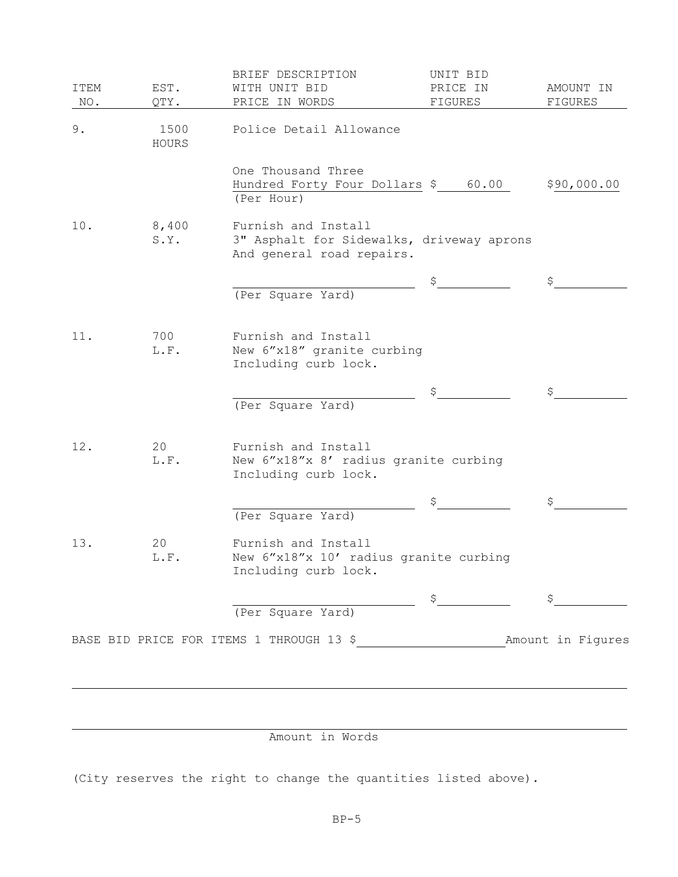| ITEM NO. | EST. QTY. | BRIEF DESCRIPTION WITH UNIT BID PRICE IN WORDS | UNIT BID PRICE IN FIGURES | AMOUNT IN FIGURES |
|---|---|---|---|---|
| 9. | 1500 HOURS | Police Detail Allowance | | |
| | | One Thousand Three Hundred Forty Four Dollars (Per Hour) | $ 60.00 | $90,000.00 |
| 10. | 8,400 S.Y. | Furnish and Install 3" Asphalt for Sidewalks, driveway aprons And general road repairs. | | |
| | | (Per Square Yard) | $ | $ |
| 11. | 700 L.F. | Furnish and Install New 6"x18" granite curbing Including curb lock. | | |
| | | (Per Square Yard) | $ | $ |
| 12. | 20 L.F. | Furnish and Install New 6"x18"x 8' radius granite curbing Including curb lock. | | |
| | | (Per Square Yard) | $ | $ |
| 13. | 20 L.F. | Furnish and Install New 6"x18"x 10' radius granite curbing Including curb lock. | | |
| | | (Per Square Yard) | $ | $ |

BASE BID PRICE FOR ITEMS 1 THROUGH 13 $ ____________________ Amount in Figures

_______________________________________________________________

_______________________________________________________________
Amount in Words

(City reserves the right to change the quantities listed above).